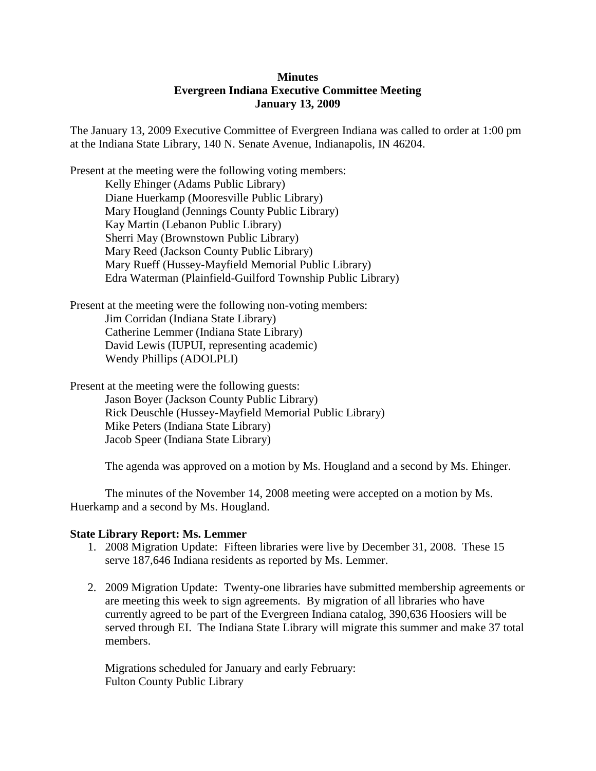**Minutes**
**Evergreen Indiana Executive Committee Meeting**
**January 13, 2009**

The January 13, 2009 Executive Committee of Evergreen Indiana was called to order at 1:00 pm at the Indiana State Library, 140 N. Senate Avenue, Indianapolis, IN 46204.

Present at the meeting were the following voting members:

Kelly Ehinger (Adams Public Library)
Diane Huerkamp (Mooresville Public Library)
Mary Hougland (Jennings County Public Library)
Kay Martin (Lebanon Public Library)
Sherri May (Brownstown Public Library)
Mary Reed (Jackson County Public Library)
Mary Rueff (Hussey-Mayfield Memorial Public Library)
Edra Waterman (Plainfield-Guilford Township Public Library)

Present at the meeting were the following non-voting members:

Jim Corridan (Indiana State Library)
Catherine Lemmer (Indiana State Library)
David Lewis (IUPUI, representing academic)
Wendy Phillips (ADOLPLI)

Present at the meeting were the following guests:

Jason Boyer (Jackson County Public Library)
Rick Deuschle (Hussey-Mayfield Memorial Public Library)
Mike Peters (Indiana State Library)
Jacob Speer (Indiana State Library)

The agenda was approved on a motion by Ms. Hougland and a second by Ms. Ehinger.

The minutes of the November 14, 2008 meeting were accepted on a motion by Ms. Huerkamp and a second by Ms. Hougland.

**State Library Report: Ms. Lemmer**

1. 2008 Migration Update: Fifteen libraries were live by December 31, 2008. These 15 serve 187,646 Indiana residents as reported by Ms. Lemmer.

2. 2009 Migration Update: Twenty-one libraries have submitted membership agreements or are meeting this week to sign agreements. By migration of all libraries who have currently agreed to be part of the Evergreen Indiana catalog, 390,636 Hoosiers will be served through EI. The Indiana State Library will migrate this summer and make 37 total members.

   Migrations scheduled for January and early February:
   Fulton County Public Library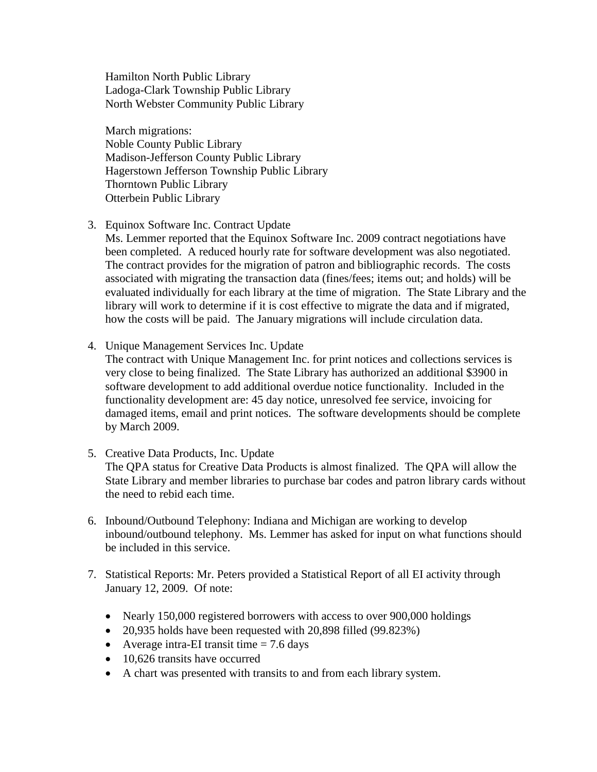Hamilton North Public Library
Ladoga-Clark Township Public Library
North Webster Community Public Library

March migrations:
Noble County Public Library
Madison-Jefferson County Public Library
Hagerstown Jefferson Township Public Library
Thorntown Public Library
Otterbein Public Library

3. Equinox Software Inc. Contract Update
   Ms. Lemmer reported that the Equinox Software Inc. 2009 contract negotiations have been completed. A reduced hourly rate for software development was also negotiated. The contract provides for the migration of patron and bibliographic records. The costs associated with migrating the transaction data (fines/fees; items out; and holds) will be evaluated individually for each library at the time of migration. The State Library and the library will work to determine if it is cost effective to migrate the data and if migrated, how the costs will be paid. The January migrations will include circulation data.

4. Unique Management Services Inc. Update
   The contract with Unique Management Inc. for print notices and collections services is very close to being finalized. The State Library has authorized an additional $3900 in software development to add additional overdue notice functionality. Included in the functionality development are: 45 day notice, unresolved fee service, invoicing for damaged items, email and print notices. The software developments should be complete by March 2009.

5. Creative Data Products, Inc. Update
   The QPA status for Creative Data Products is almost finalized. The QPA will allow the State Library and member libraries to purchase bar codes and patron library cards without the need to rebid each time.

6. Inbound/Outbound Telephony: Indiana and Michigan are working to develop inbound/outbound telephony. Ms. Lemmer has asked for input on what functions should be included in this service.

7. Statistical Reports: Mr. Peters provided a Statistical Report of all EI activity through January 12, 2009. Of note:

   - Nearly 150,000 registered borrowers with access to over 900,000 holdings
   - 20,935 holds have been requested with 20,898 filled (99.823%)
   - Average intra-EI transit time = 7.6 days
   - 10,626 transits have occurred
   - A chart was presented with transits to and from each library system.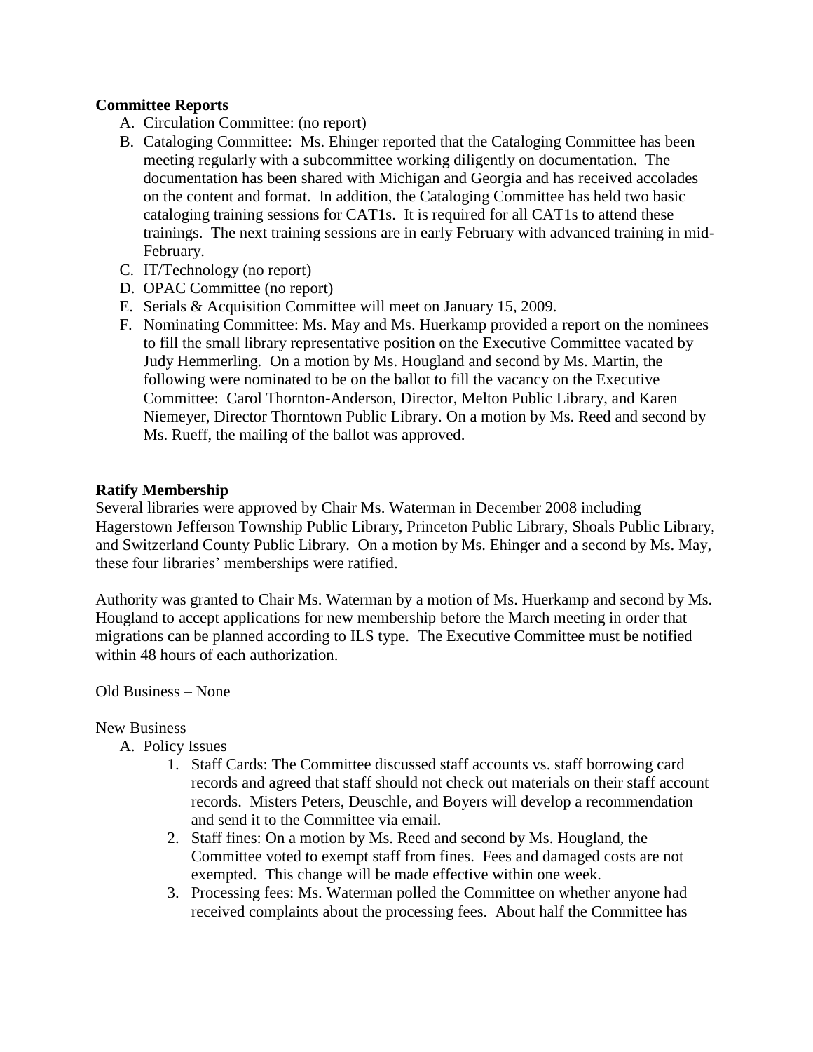**Committee Reports**

A. Circulation Committee: (no report)
B. Cataloging Committee: Ms. Ehinger reported that the Cataloging Committee has been meeting regularly with a subcommittee working diligently on documentation. The documentation has been shared with Michigan and Georgia and has received accolades on the content and format. In addition, the Cataloging Committee has held two basic cataloging training sessions for CAT1s. It is required for all CAT1s to attend these trainings. The next training sessions are in early February with advanced training in mid-February.
C. IT/Technology (no report)
D. OPAC Committee (no report)
E. Serials & Acquisition Committee will meet on January 15, 2009.
F. Nominating Committee: Ms. May and Ms. Huerkamp provided a report on the nominees to fill the small library representative position on the Executive Committee vacated by Judy Hemmerling. On a motion by Ms. Hougland and second by Ms. Martin, the following were nominated to be on the ballot to fill the vacancy on the Executive Committee: Carol Thornton-Anderson, Director, Melton Public Library, and Karen Niemeyer, Director Thorntown Public Library. On a motion by Ms. Reed and second by Ms. Rueff, the mailing of the ballot was approved.

**Ratify Membership**

Several libraries were approved by Chair Ms. Waterman in December 2008 including Hagerstown Jefferson Township Public Library, Princeton Public Library, Shoals Public Library, and Switzerland County Public Library. On a motion by Ms. Ehinger and a second by Ms. May, these four libraries' memberships were ratified.

Authority was granted to Chair Ms. Waterman by a motion of Ms. Huerkamp and second by Ms. Hougland to accept applications for new membership before the March meeting in order that migrations can be planned according to ILS type. The Executive Committee must be notified within 48 hours of each authorization.

Old Business – None

New Business

A. Policy Issues
   1. Staff Cards: The Committee discussed staff accounts vs. staff borrowing card records and agreed that staff should not check out materials on their staff account records. Misters Peters, Deuschle, and Boyers will develop a recommendation and send it to the Committee via email.
   2. Staff fines: On a motion by Ms. Reed and second by Ms. Hougland, the Committee voted to exempt staff from fines. Fees and damaged costs are not exempted. This change will be made effective within one week.
   3. Processing fees: Ms. Waterman polled the Committee on whether anyone had received complaints about the processing fees. About half the Committee has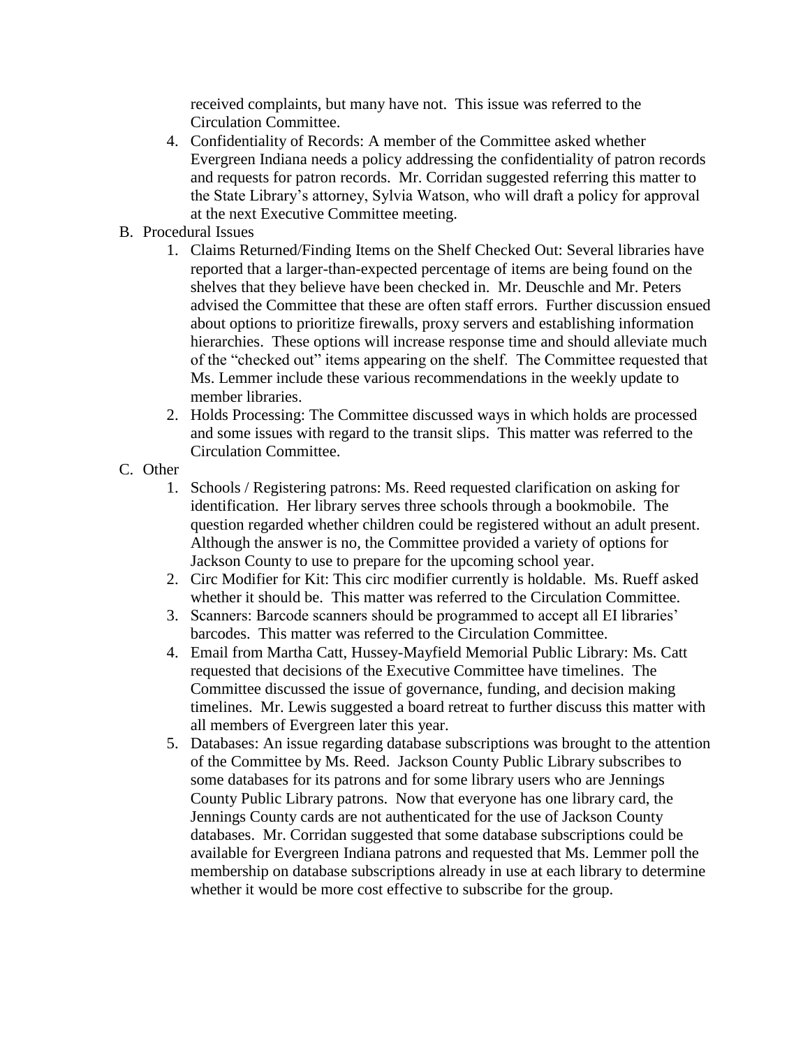received complaints, but many have not. This issue was referred to the Circulation Committee.

4. Confidentiality of Records: A member of the Committee asked whether Evergreen Indiana needs a policy addressing the confidentiality of patron records and requests for patron records. Mr. Corridan suggested referring this matter to the State Library's attorney, Sylvia Watson, who will draft a policy for approval at the next Executive Committee meeting.

B. Procedural Issues

1. Claims Returned/Finding Items on the Shelf Checked Out: Several libraries have reported that a larger-than-expected percentage of items are being found on the shelves that they believe have been checked in. Mr. Deuschle and Mr. Peters advised the Committee that these are often staff errors. Further discussion ensued about options to prioritize firewalls, proxy servers and establishing information hierarchies. These options will increase response time and should alleviate much of the "checked out" items appearing on the shelf. The Committee requested that Ms. Lemmer include these various recommendations in the weekly update to member libraries.
2. Holds Processing: The Committee discussed ways in which holds are processed and some issues with regard to the transit slips. This matter was referred to the Circulation Committee.

C. Other

1. Schools / Registering patrons: Ms. Reed requested clarification on asking for identification. Her library serves three schools through a bookmobile. The question regarded whether children could be registered without an adult present. Although the answer is no, the Committee provided a variety of options for Jackson County to use to prepare for the upcoming school year.
2. Circ Modifier for Kit: This circ modifier currently is holdable. Ms. Rueff asked whether it should be. This matter was referred to the Circulation Committee.
3. Scanners: Barcode scanners should be programmed to accept all EI libraries' barcodes. This matter was referred to the Circulation Committee.
4. Email from Martha Catt, Hussey-Mayfield Memorial Public Library: Ms. Catt requested that decisions of the Executive Committee have timelines. The Committee discussed the issue of governance, funding, and decision making timelines. Mr. Lewis suggested a board retreat to further discuss this matter with all members of Evergreen later this year.
5. Databases: An issue regarding database subscriptions was brought to the attention of the Committee by Ms. Reed. Jackson County Public Library subscribes to some databases for its patrons and for some library users who are Jennings County Public Library patrons. Now that everyone has one library card, the Jennings County cards are not authenticated for the use of Jackson County databases. Mr. Corridan suggested that some database subscriptions could be available for Evergreen Indiana patrons and requested that Ms. Lemmer poll the membership on database subscriptions already in use at each library to determine whether it would be more cost effective to subscribe for the group.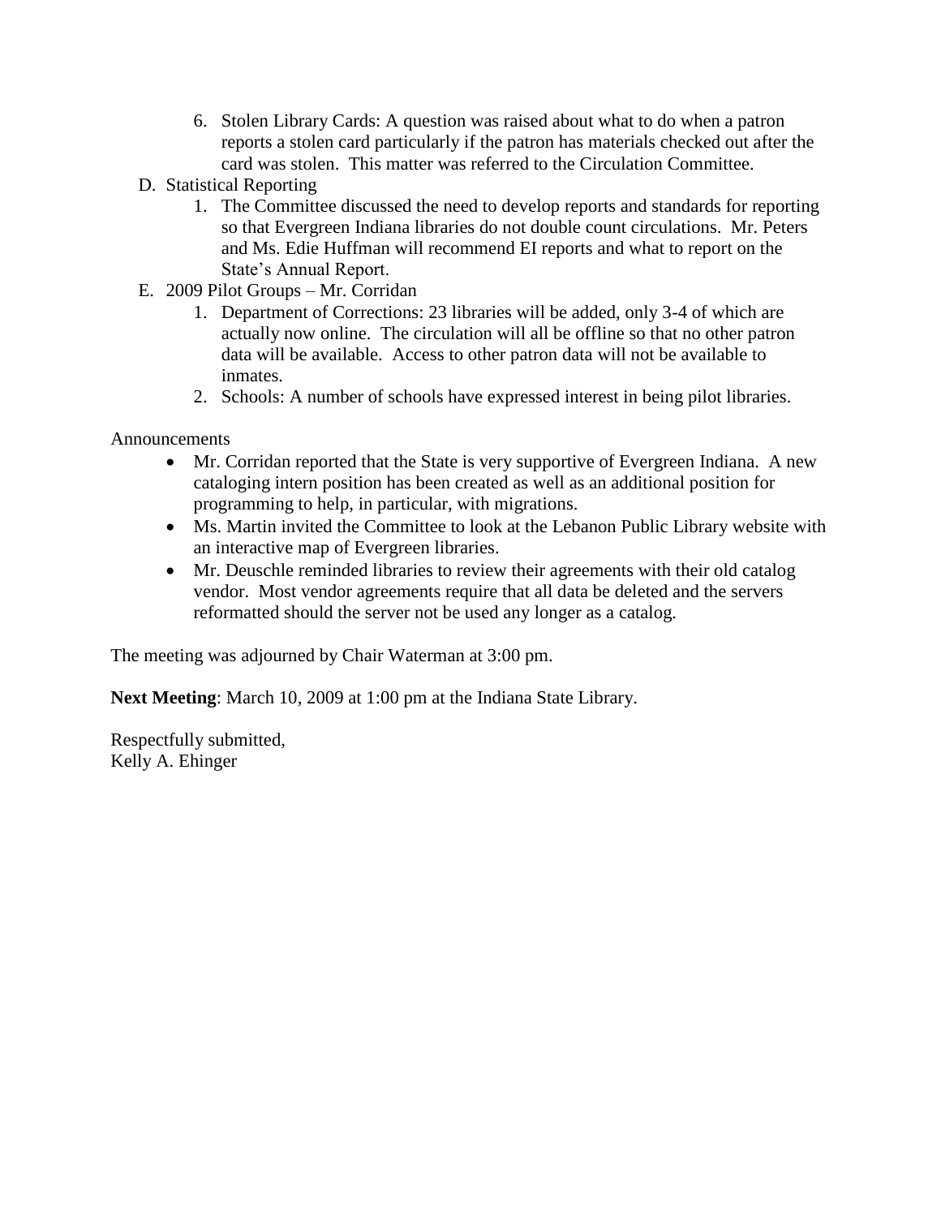6. Stolen Library Cards: A question was raised about what to do when a patron reports a stolen card particularly if the patron has materials checked out after the card was stolen. This matter was referred to the Circulation Committee.

D. Statistical Reporting

1. The Committee discussed the need to develop reports and standards for reporting so that Evergreen Indiana libraries do not double count circulations. Mr. Peters and Ms. Edie Huffman will recommend EI reports and what to report on the State's Annual Report.

E. 2009 Pilot Groups – Mr. Corridan

1. Department of Corrections: 23 libraries will be added, only 3-4 of which are actually now online. The circulation will all be offline so that no other patron data will be available. Access to other patron data will not be available to inmates.
2. Schools: A number of schools have expressed interest in being pilot libraries.

Announcements

- Mr. Corridan reported that the State is very supportive of Evergreen Indiana. A new cataloging intern position has been created as well as an additional position for programming to help, in particular, with migrations.
- Ms. Martin invited the Committee to look at the Lebanon Public Library website with an interactive map of Evergreen libraries.
- Mr. Deuschle reminded libraries to review their agreements with their old catalog vendor. Most vendor agreements require that all data be deleted and the servers reformatted should the server not be used any longer as a catalog.

The meeting was adjourned by Chair Waterman at 3:00 pm.

**Next Meeting**: March 10, 2009 at 1:00 pm at the Indiana State Library.

Respectfully submitted,
Kelly A. Ehinger